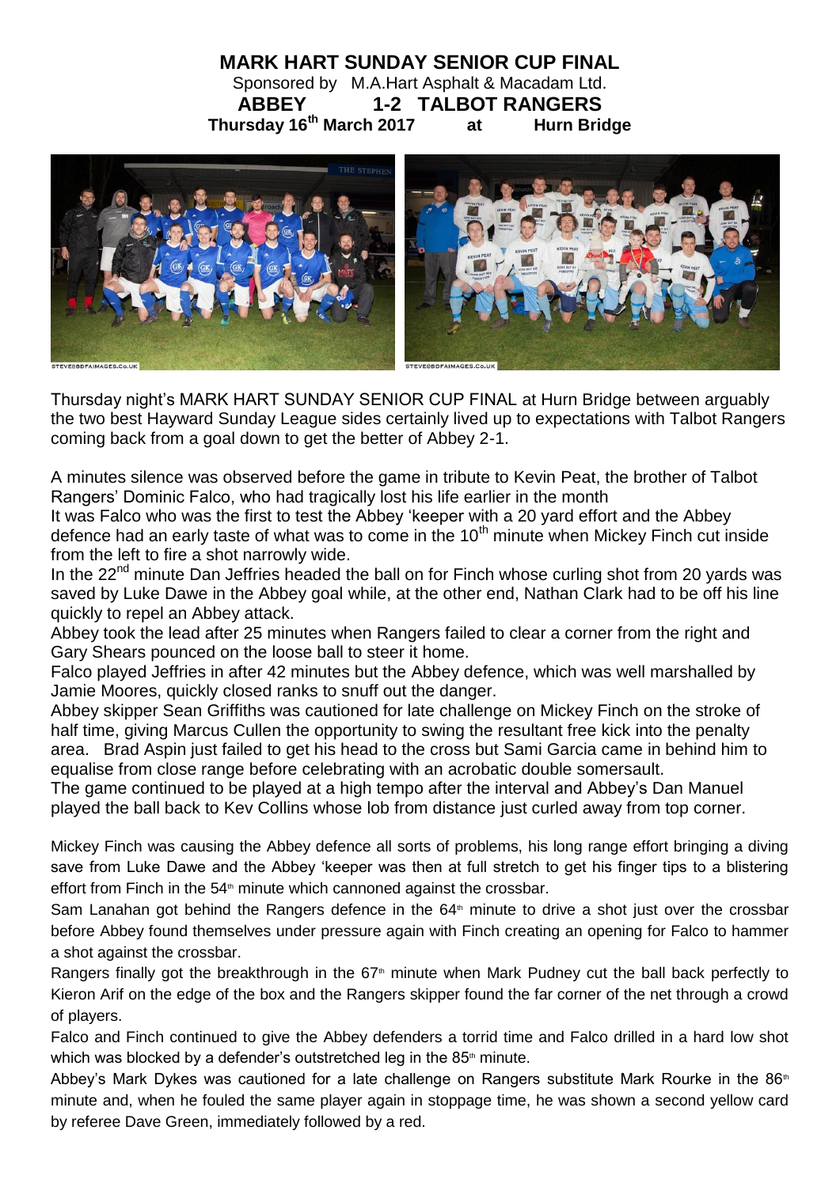# MARK HART SUNDAY SENIOR CUP FINAL

Sponsored by M.A.Hart Asphalt & Macadam Ltd.

## ABBEY 1-2 TALBOT RANGERS

**Thursday 16th March 2017 at Hurn Bridge**

Thursday night's MARK HART SUNDAY SENIOR CUP FINAL at Hurn Bridge between arguably the two best Hayward Sunday League sides certainly lived up to expectations with Talbot Rangers coming back from a goal down to get the better of Abbey 2-1.

A minutes silence was observed before the game in tribute to Kevin Peat, the brother of Talbot Rangers' Dominic Falco, who had tragically lost his life earlier in the month

It was Falco who was the first to test the Abbey 'keeper with a 20 yard effort and the Abbey defence had an early taste of what was to come in the 10th minute when Mickey Finch cut inside from the left to fire a shot narrowly wide.

In the 22nd minute Dan Jeffries headed the ball on for Finch whose curling shot from 20 yards was saved by Luke Dawe in the Abbey goal while, at the other end, Nathan Clark had to be off his line quickly to repel an Abbey attack.

Abbey took the lead after 25 minutes when Rangers failed to clear a corner from the right and Gary Shears pounced on the loose ball to steer it home.

Falco played Jeffries in after 42 minutes but the Abbey defence, which was well marshalled by Jamie Moores, quickly closed ranks to snuff out the danger.

Abbey skipper Sean Griffiths was cautioned for late challenge on Mickey Finch on the stroke of half time, giving Marcus Cullen the opportunity to swing the resultant free kick into the penalty area. Brad Aspin just failed to get his head to the cross but Sami Garcia came in behind him to equalise from close range before celebrating with an acrobatic double somersault.

The game continued to be played at a high tempo after the interval and Abbey's Dan Manuel played the ball back to Kev Collins whose lob from distance just curled away from top corner.

Mickey Finch was causing the Abbey defence all sorts of problems, his long range effort bringing a diving save from Luke Dawe and the Abbey 'keeper was then at full stretch to get his finger tips to a blistering effort from Finch in the 54th minute which cannoned against the crossbar.

Sam Lanahan got behind the Rangers defence in the 64th minute to drive a shot just over the crossbar before Abbey found themselves under pressure again with Finch creating an opening for Falco to hammer a shot against the crossbar.

Rangers finally got the breakthrough in the 67th minute when Mark Pudney cut the ball back perfectly to Kieron Arif on the edge of the box and the Rangers skipper found the far corner of the net through a crowd of players.

Falco and Finch continued to give the Abbey defenders a torrid time and Falco drilled in a hard low shot which was blocked by a defender's outstretched leg in the 85th minute.

Abbey's Mark Dykes was cautioned for a late challenge on Rangers substitute Mark Rourke in the 86th minute and, when he fouled the same player again in stoppage time, he was shown a second yellow card by referee Dave Green, immediately followed by a red.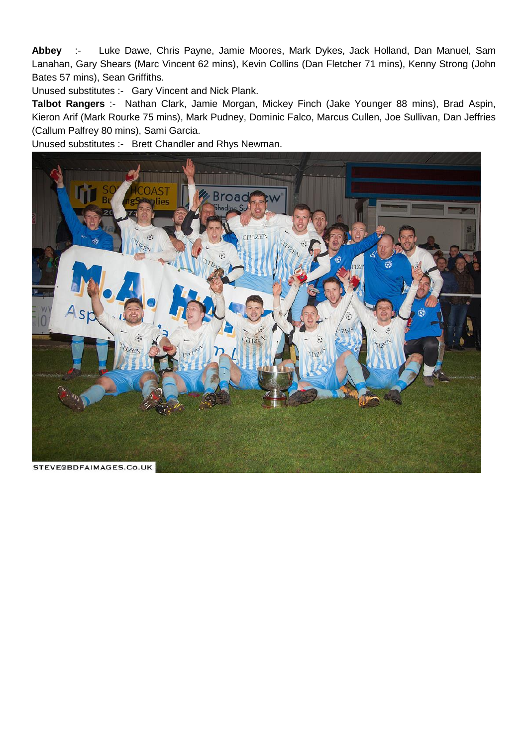**Abbey** :- Luke Dawe, Chris Payne, Jamie Moores, Mark Dykes, Jack Holland, Dan Manuel, Sam Lanahan, Gary Shears (Marc Vincent 62 mins), Kevin Collins (Dan Fletcher 71 mins), Kenny Strong (John Bates 57 mins), Sean Griffiths.

Unused substitutes :- Gary Vincent and Nick Plank.

**Talbot Rangers** :- Nathan Clark, Jamie Morgan, Mickey Finch (Jake Younger 88 mins), Brad Aspin, Kieron Arif (Mark Rourke 75 mins), Mark Pudney, Dominic Falco, Marcus Cullen, Joe Sullivan, Dan Jeffries (Callum Palfrey 80 mins), Sami Garcia.

Unused substitutes :- Brett Chandler and Rhys Newman.

STEVE@BDFAIMAGES.CO.UK